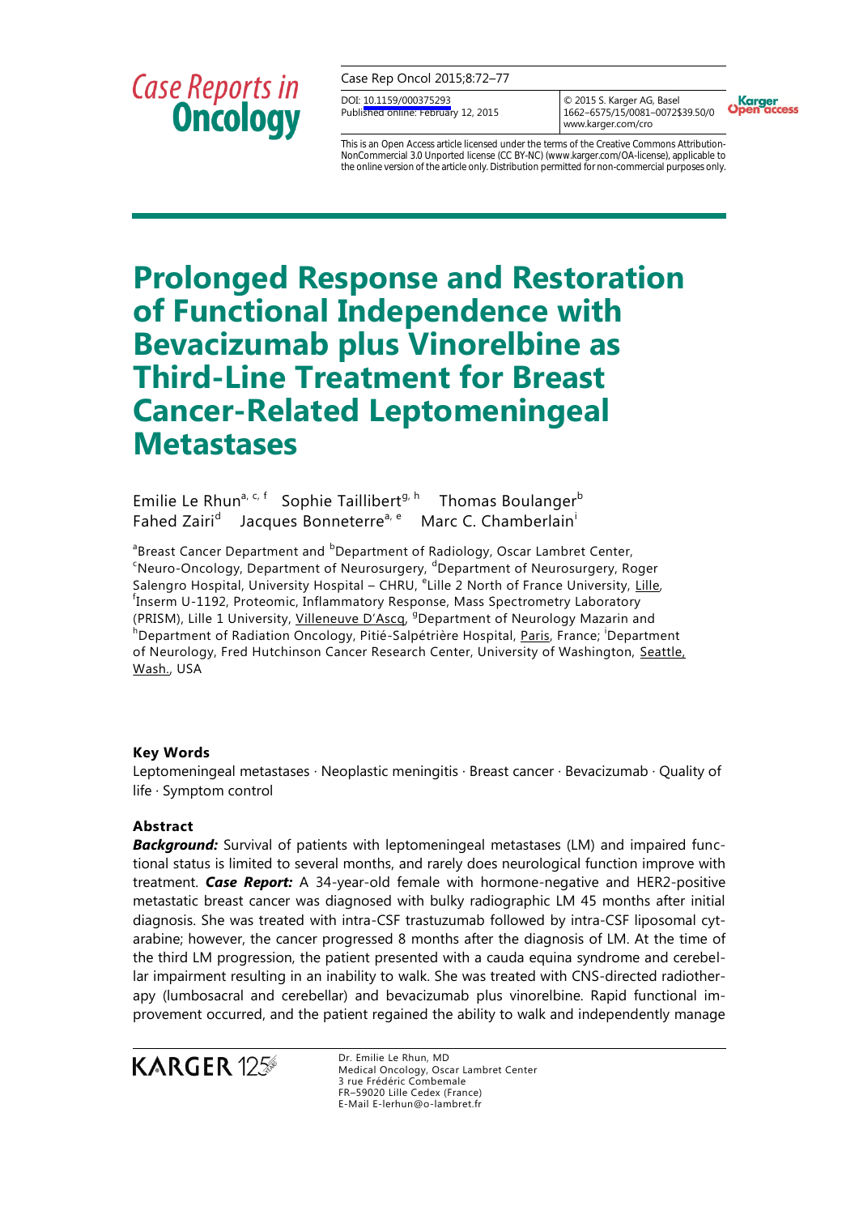Case Reports in Oncology

DOI: 10.1159/000375293
Published online: February 12, 2015

© 2015 S. Karger AG, Basel
1662–6575/15/0081–0072$39.50/0
www.karger.com/cro

This is an Open Access article licensed under the terms of the Creative Commons Attribution-NonCommercial 3.0 Unported license (CC BY-NC) (www.karger.com/OA-license), applicable to the online version of the article only. Distribution permitted for non-commercial purposes only.

# Prolonged Response and Restoration of Functional Independence with Bevacizumab plus Vinorelbine as Third-Line Treatment for Breast Cancer-Related Leptomeningeal Metastases

Emilie Le Rhun[a, c, f] Sophie Taillibert[g, h] Thomas Boulanger[b] Fahed Zairi[d] Jacques Bonneterre[a, e] Marc C. Chamberlain[i]

[a]Breast Cancer Department and [b]Department of Radiology, Oscar Lambret Center, [c]Neuro-Oncology, Department of Neurosurgery, [d]Department of Neurosurgery, Roger Salengro Hospital, University Hospital – CHRU, [e]Lille 2 North of France University, Lille, [f]Inserm U-1192, Proteomic, Inflammatory Response, Mass Spectrometry Laboratory (PRISM), Lille 1 University, Villeneuve D'Ascq, [g]Department of Neurology Mazarin and [h]Department of Radiation Oncology, Pitié-Salpétrière Hospital, Paris, France; [i]Department of Neurology, Fred Hutchinson Cancer Research Center, University of Washington, Seattle, Wash., USA

### Key Words

Leptomeningeal metastases · Neoplastic meningitis · Breast cancer · Bevacizumab · Quality of life · Symptom control

### Abstract

***Background:*** Survival of patients with leptomeningeal metastases (LM) and impaired functional status is limited to several months, and rarely does neurological function improve with treatment. ***Case Report:*** A 34-year-old female with hormone-negative and HER2-positive metastatic breast cancer was diagnosed with bulky radiographic LM 45 months after initial diagnosis. She was treated with intra-CSF trastuzumab followed by intra-CSF liposomal cytarabine; however, the cancer progressed 8 months after the diagnosis of LM. At the time of the third LM progression, the patient presented with a cauda equina syndrome and cerebellar impairment resulting in an inability to walk. She was treated with CNS-directed radiotherapy (lumbosacral and cerebellar) and bevacizumab plus vinorelbine. Rapid functional improvement occurred, and the patient regained the ability to walk and independently manage

Dr. Emilie Le Rhun, MD
Medical Oncology, Oscar Lambret Center
3 rue Frédéric Combemale
FR–59020 Lille Cedex (France)
E-Mail E-lerhun@o-lambret.fr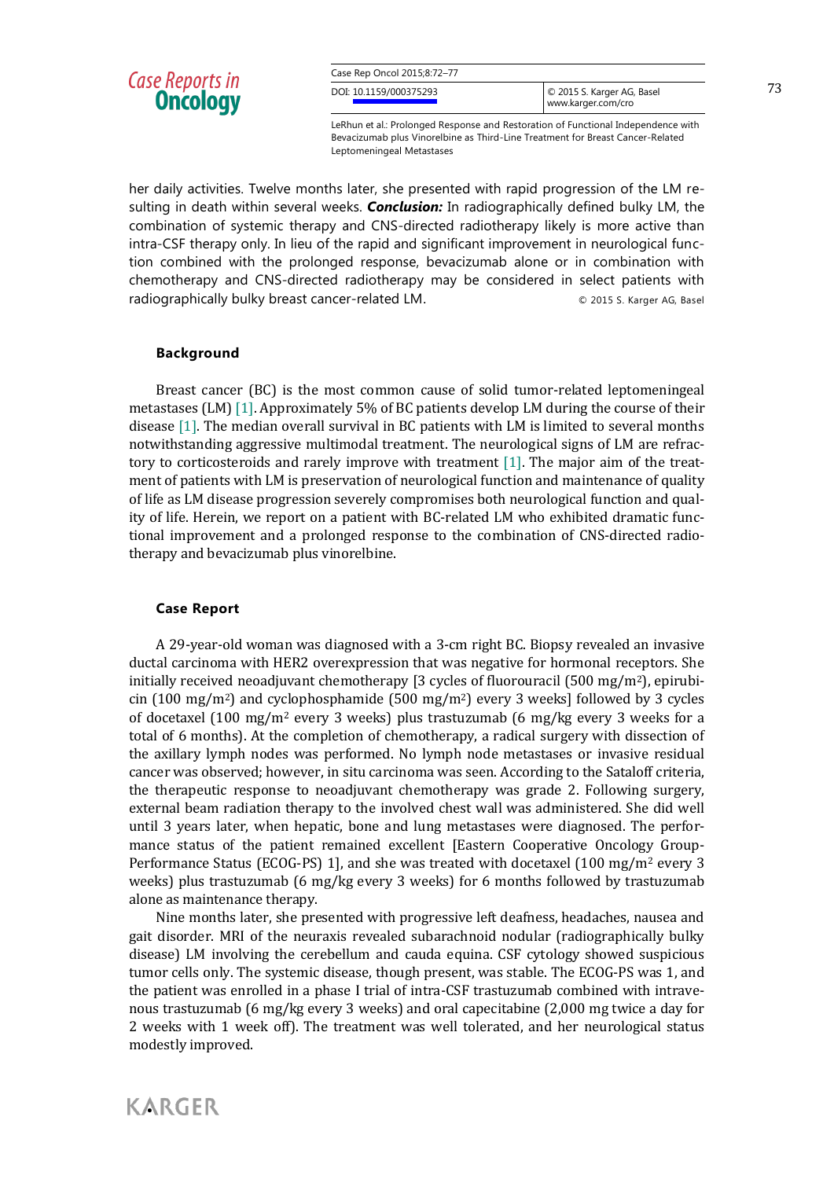her daily activities. Twelve months later, she presented with rapid progression of the LM resulting in death within several weeks. ***Conclusion:*** In radiographically defined bulky LM, the combination of systemic therapy and CNS-directed radiotherapy likely is more active than intra-CSF therapy only. In lieu of the rapid and significant improvement in neurological function combined with the prolonged response, bevacizumab alone or in combination with chemotherapy and CNS-directed radiotherapy may be considered in select patients with radiographically bulky breast cancer-related LM. © 2015 S. Karger AG, Basel

## Background

Breast cancer (BC) is the most common cause of solid tumor-related leptomeningeal metastases (LM) [1]. Approximately 5% of BC patients develop LM during the course of their disease [1]. The median overall survival in BC patients with LM is limited to several months notwithstanding aggressive multimodal treatment. The neurological signs of LM are refractory to corticosteroids and rarely improve with treatment [1]. The major aim of the treatment of patients with LM is preservation of neurological function and maintenance of quality of life as LM disease progression severely compromises both neurological function and quality of life. Herein, we report on a patient with BC-related LM who exhibited dramatic functional improvement and a prolonged response to the combination of CNS-directed radiotherapy and bevacizumab plus vinorelbine.

## Case Report

A 29-year-old woman was diagnosed with a 3-cm right BC. Biopsy revealed an invasive ductal carcinoma with HER2 overexpression that was negative for hormonal receptors. She initially received neoadjuvant chemotherapy [3 cycles of fluorouracil (500 mg/m$^2$), epirubicin (100 mg/m$^2$) and cyclophosphamide (500 mg/m$^2$) every 3 weeks] followed by 3 cycles of docetaxel (100 mg/m$^2$ every 3 weeks) plus trastuzumab (6 mg/kg every 3 weeks for a total of 6 months). At the completion of chemotherapy, a radical surgery with dissection of the axillary lymph nodes was performed. No lymph node metastases or invasive residual cancer was observed; however, in situ carcinoma was seen. According to the Sataloff criteria, the therapeutic response to neoadjuvant chemotherapy was grade 2. Following surgery, external beam radiation therapy to the involved chest wall was administered. She did well until 3 years later, when hepatic, bone and lung metastases were diagnosed. The performance status of the patient remained excellent [Eastern Cooperative Oncology Group-Performance Status (ECOG-PS) 1], and she was treated with docetaxel (100 mg/m$^2$ every 3 weeks) plus trastuzumab (6 mg/kg every 3 weeks) for 6 months followed by trastuzumab alone as maintenance therapy.

Nine months later, she presented with progressive left deafness, headaches, nausea and gait disorder. MRI of the neuraxis revealed subarachnoid nodular (radiographically bulky disease) LM involving the cerebellum and cauda equina. CSF cytology showed suspicious tumor cells only. The systemic disease, though present, was stable. The ECOG-PS was 1, and the patient was enrolled in a phase I trial of intra-CSF trastuzumab combined with intravenous trastuzumab (6 mg/kg every 3 weeks) and oral capecitabine (2,000 mg twice a day for 2 weeks with 1 week off). The treatment was well tolerated, and her neurological status modestly improved.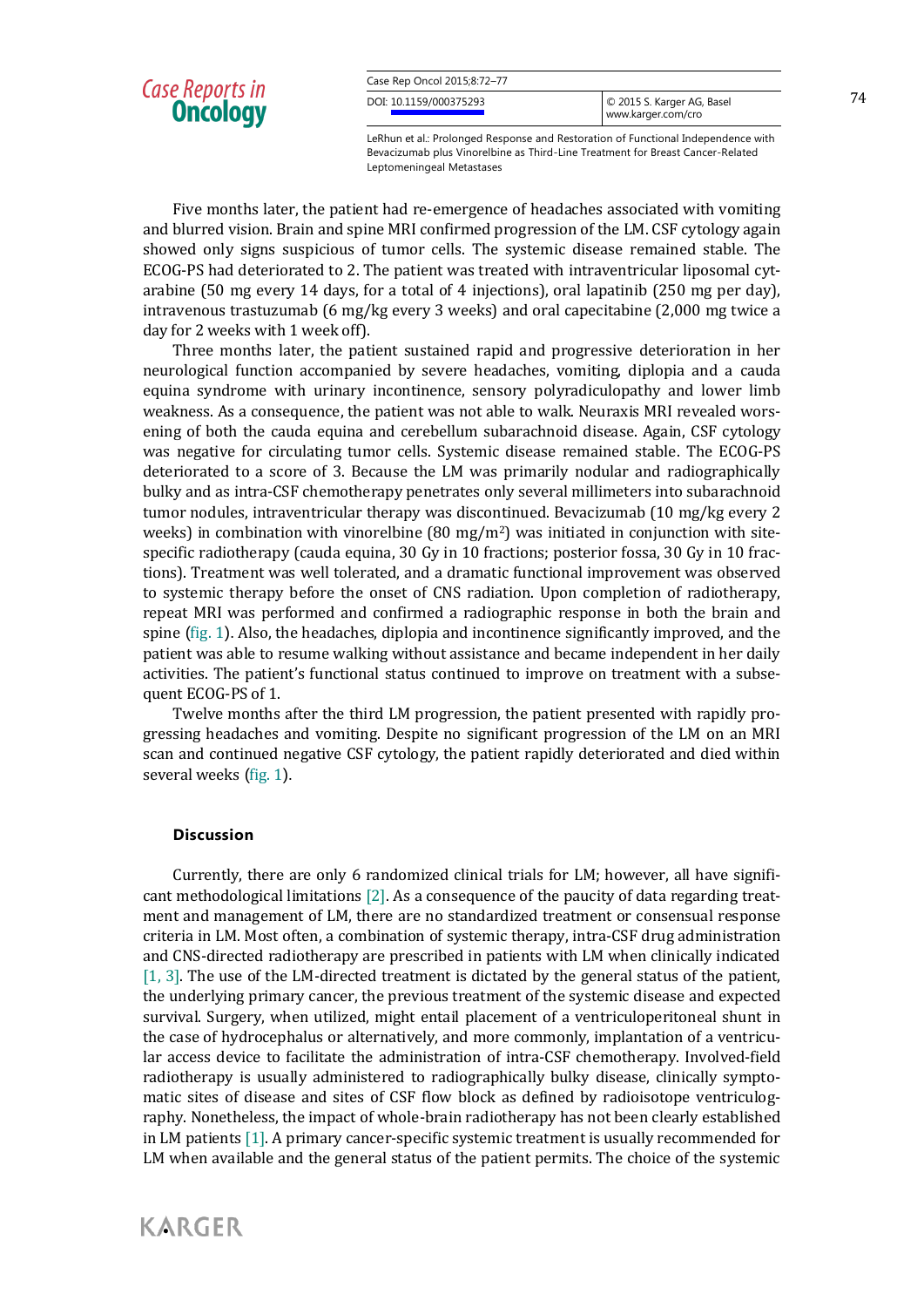Five months later, the patient had re-emergence of headaches associated with vomiting and blurred vision. Brain and spine MRI confirmed progression of the LM. CSF cytology again showed only signs suspicious of tumor cells. The systemic disease remained stable. The ECOG-PS had deteriorated to 2. The patient was treated with intraventricular liposomal cytarabine (50 mg every 14 days, for a total of 4 injections), oral lapatinib (250 mg per day), intravenous trastuzumab (6 mg/kg every 3 weeks) and oral capecitabine (2,000 mg twice a day for 2 weeks with 1 week off).

Three months later, the patient sustained rapid and progressive deterioration in her neurological function accompanied by severe headaches, vomiting, diplopia and a cauda equina syndrome with urinary incontinence, sensory polyradiculopathy and lower limb weakness. As a consequence, the patient was not able to walk. Neuraxis MRI revealed worsening of both the cauda equina and cerebellum subarachnoid disease. Again, CSF cytology was negative for circulating tumor cells. Systemic disease remained stable. The ECOG-PS deteriorated to a score of 3. Because the LM was primarily nodular and radiographically bulky and as intra-CSF chemotherapy penetrates only several millimeters into subarachnoid tumor nodules, intraventricular therapy was discontinued. Bevacizumab (10 mg/kg every 2 weeks) in combination with vinorelbine (80 mg/m$^2$) was initiated in conjunction with site-specific radiotherapy (cauda equina, 30 Gy in 10 fractions; posterior fossa, 30 Gy in 10 fractions). Treatment was well tolerated, and a dramatic functional improvement was observed to systemic therapy before the onset of CNS radiation. Upon completion of radiotherapy, repeat MRI was performed and confirmed a radiographic response in both the brain and spine (fig. 1). Also, the headaches, diplopia and incontinence significantly improved, and the patient was able to resume walking without assistance and became independent in her daily activities. The patient's functional status continued to improve on treatment with a subsequent ECOG-PS of 1.

Twelve months after the third LM progression, the patient presented with rapidly progressing headaches and vomiting. Despite no significant progression of the LM on an MRI scan and continued negative CSF cytology, the patient rapidly deteriorated and died within several weeks (fig. 1).

## Discussion

Currently, there are only 6 randomized clinical trials for LM; however, all have significant methodological limitations [2]. As a consequence of the paucity of data regarding treatment and management of LM, there are no standardized treatment or consensual response criteria in LM. Most often, a combination of systemic therapy, intra-CSF drug administration and CNS-directed radiotherapy are prescribed in patients with LM when clinically indicated [1, 3]. The use of the LM-directed treatment is dictated by the general status of the patient, the underlying primary cancer, the previous treatment of the systemic disease and expected survival. Surgery, when utilized, might entail placement of a ventriculoperitoneal shunt in the case of hydrocephalus or alternatively, and more commonly, implantation of a ventricular access device to facilitate the administration of intra-CSF chemotherapy. Involved-field radiotherapy is usually administered to radiographically bulky disease, clinically symptomatic sites of disease and sites of CSF flow block as defined by radioisotope ventriculography. Nonetheless, the impact of whole-brain radiotherapy has not been clearly established in LM patients [1]. A primary cancer-specific systemic treatment is usually recommended for LM when available and the general status of the patient permits. The choice of the systemic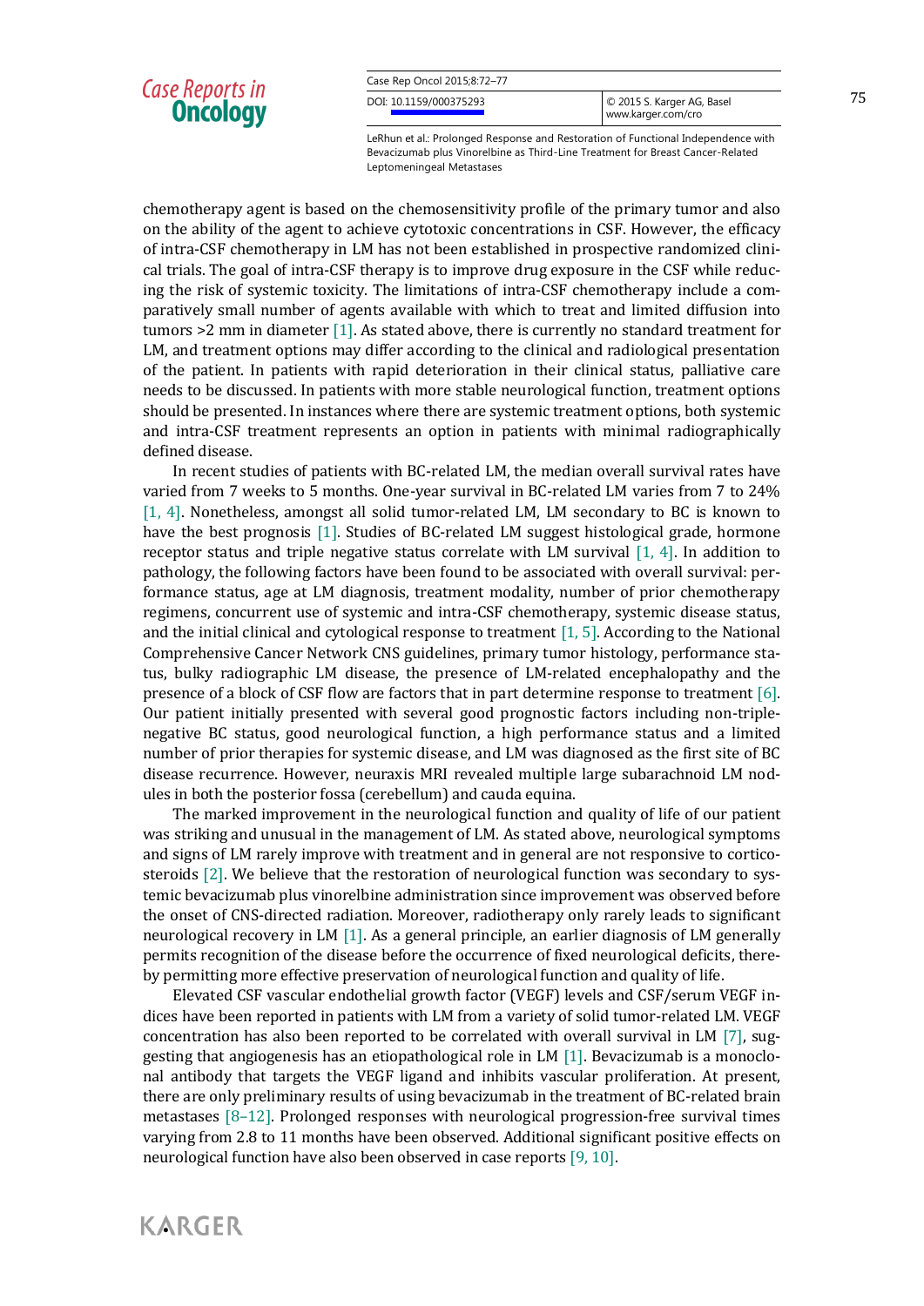chemotherapy agent is based on the chemosensitivity profile of the primary tumor and also on the ability of the agent to achieve cytotoxic concentrations in CSF. However, the efficacy of intra-CSF chemotherapy in LM has not been established in prospective randomized clinical trials. The goal of intra-CSF therapy is to improve drug exposure in the CSF while reducing the risk of systemic toxicity. The limitations of intra-CSF chemotherapy include a comparatively small number of agents available with which to treat and limited diffusion into tumors >2 mm in diameter [1]. As stated above, there is currently no standard treatment for LM, and treatment options may differ according to the clinical and radiological presentation of the patient. In patients with rapid deterioration in their clinical status, palliative care needs to be discussed. In patients with more stable neurological function, treatment options should be presented. In instances where there are systemic treatment options, both systemic and intra-CSF treatment represents an option in patients with minimal radiographically defined disease.

In recent studies of patients with BC-related LM, the median overall survival rates have varied from 7 weeks to 5 months. One-year survival in BC-related LM varies from 7 to 24% [1, 4]. Nonetheless, amongst all solid tumor-related LM, LM secondary to BC is known to have the best prognosis [1]. Studies of BC-related LM suggest histological grade, hormone receptor status and triple negative status correlate with LM survival [1, 4]. In addition to pathology, the following factors have been found to be associated with overall survival: performance status, age at LM diagnosis, treatment modality, number of prior chemotherapy regimens, concurrent use of systemic and intra-CSF chemotherapy, systemic disease status, and the initial clinical and cytological response to treatment [1, 5]. According to the National Comprehensive Cancer Network CNS guidelines, primary tumor histology, performance status, bulky radiographic LM disease, the presence of LM-related encephalopathy and the presence of a block of CSF flow are factors that in part determine response to treatment [6]. Our patient initially presented with several good prognostic factors including non-triple-negative BC status, good neurological function, a high performance status and a limited number of prior therapies for systemic disease, and LM was diagnosed as the first site of BC disease recurrence. However, neuraxis MRI revealed multiple large subarachnoid LM nodules in both the posterior fossa (cerebellum) and cauda equina.

The marked improvement in the neurological function and quality of life of our patient was striking and unusual in the management of LM. As stated above, neurological symptoms and signs of LM rarely improve with treatment and in general are not responsive to corticosteroids [2]. We believe that the restoration of neurological function was secondary to systemic bevacizumab plus vinorelbine administration since improvement was observed before the onset of CNS-directed radiation. Moreover, radiotherapy only rarely leads to significant neurological recovery in LM [1]. As a general principle, an earlier diagnosis of LM generally permits recognition of the disease before the occurrence of fixed neurological deficits, thereby permitting more effective preservation of neurological function and quality of life.

Elevated CSF vascular endothelial growth factor (VEGF) levels and CSF/serum VEGF indices have been reported in patients with LM from a variety of solid tumor-related LM. VEGF concentration has also been reported to be correlated with overall survival in LM [7], suggesting that angiogenesis has an etiopathological role in LM [1]. Bevacizumab is a monoclonal antibody that targets the VEGF ligand and inhibits vascular proliferation. At present, there are only preliminary results of using bevacizumab in the treatment of BC-related brain metastases [8–12]. Prolonged responses with neurological progression-free survival times varying from 2.8 to 11 months have been observed. Additional significant positive effects on neurological function have also been observed in case reports [9, 10].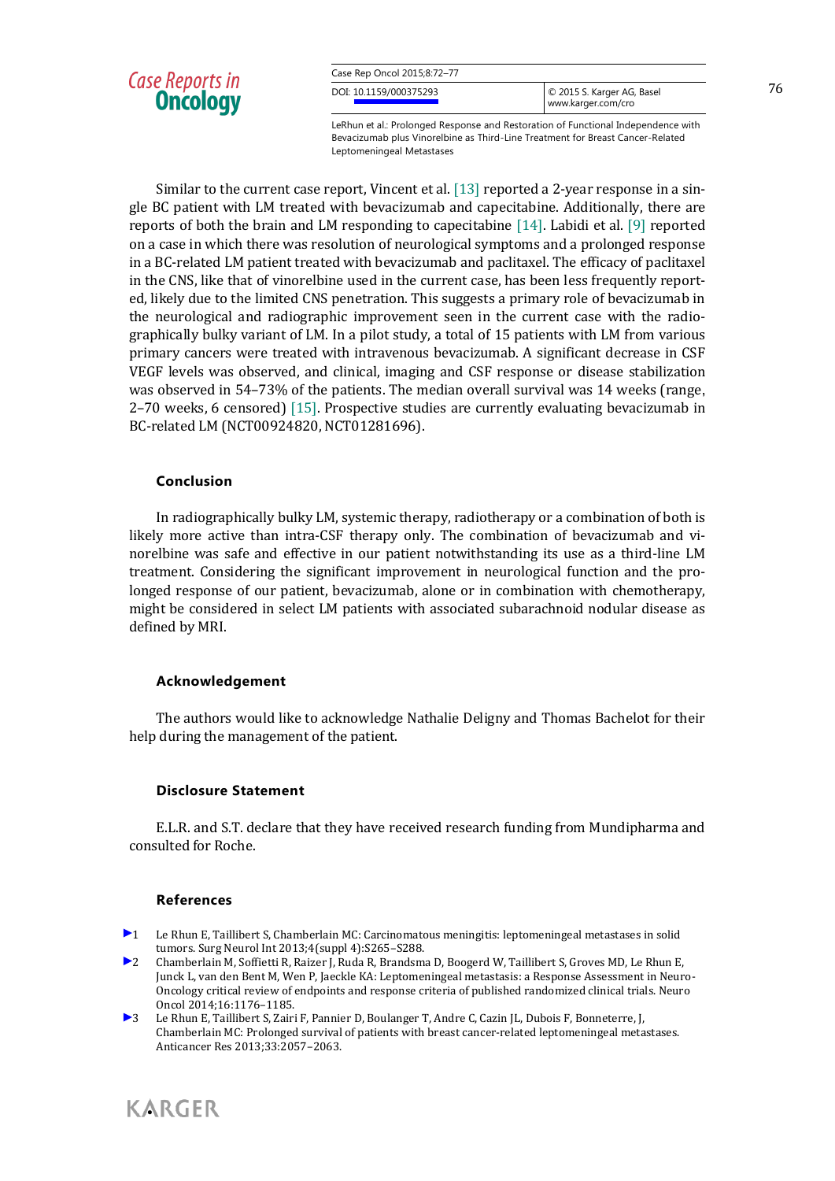Similar to the current case report, Vincent et al. [13] reported a 2-year response in a single BC patient with LM treated with bevacizumab and capecitabine. Additionally, there are reports of both the brain and LM responding to capecitabine [14]. Labidi et al. [9] reported on a case in which there was resolution of neurological symptoms and a prolonged response in a BC-related LM patient treated with bevacizumab and paclitaxel. The efficacy of paclitaxel in the CNS, like that of vinorelbine used in the current case, has been less frequently reported, likely due to the limited CNS penetration. This suggests a primary role of bevacizumab in the neurological and radiographic improvement seen in the current case with the radiographically bulky variant of LM. In a pilot study, a total of 15 patients with LM from various primary cancers were treated with intravenous bevacizumab. A significant decrease in CSF VEGF levels was observed, and clinical, imaging and CSF response or disease stabilization was observed in 54–73% of the patients. The median overall survival was 14 weeks (range, 2–70 weeks, 6 censored) [15]. Prospective studies are currently evaluating bevacizumab in BC-related LM (NCT00924820, NCT01281696).

## Conclusion

In radiographically bulky LM, systemic therapy, radiotherapy or a combination of both is likely more active than intra-CSF therapy only. The combination of bevacizumab and vinorelbine was safe and effective in our patient notwithstanding its use as a third-line LM treatment. Considering the significant improvement in neurological function and the prolonged response of our patient, bevacizumab, alone or in combination with chemotherapy, might be considered in select LM patients with associated subarachnoid nodular disease as defined by MRI.

## Acknowledgement

The authors would like to acknowledge Nathalie Deligny and Thomas Bachelot for their help during the management of the patient.

## Disclosure Statement

E.L.R. and S.T. declare that they have received research funding from Mundipharma and consulted for Roche.

## References

1. Le Rhun E, Taillibert S, Chamberlain MC: Carcinomatous meningitis: leptomeningeal metastases in solid tumors. Surg Neurol Int 2013;4(suppl 4):S265–S288.
2. Chamberlain M, Soffietti R, Raizer J, Ruda R, Brandsma D, Boogerd W, Taillibert S, Groves MD, Le Rhun E, Junck L, van den Bent M, Wen P, Jaeckle KA: Leptomeningeal metastasis: a Response Assessment in Neuro-Oncology critical review of endpoints and response criteria of published randomized clinical trials. Neuro Oncol 2014;16:1176–1185.
3. Le Rhun E, Taillibert S, Zairi F, Pannier D, Boulanger T, Andre C, Cazin JL, Dubois F, Bonneterre, J, Chamberlain MC: Prolonged survival of patients with breast cancer-related leptomeningeal metastases. Anticancer Res 2013;33:2057–2063.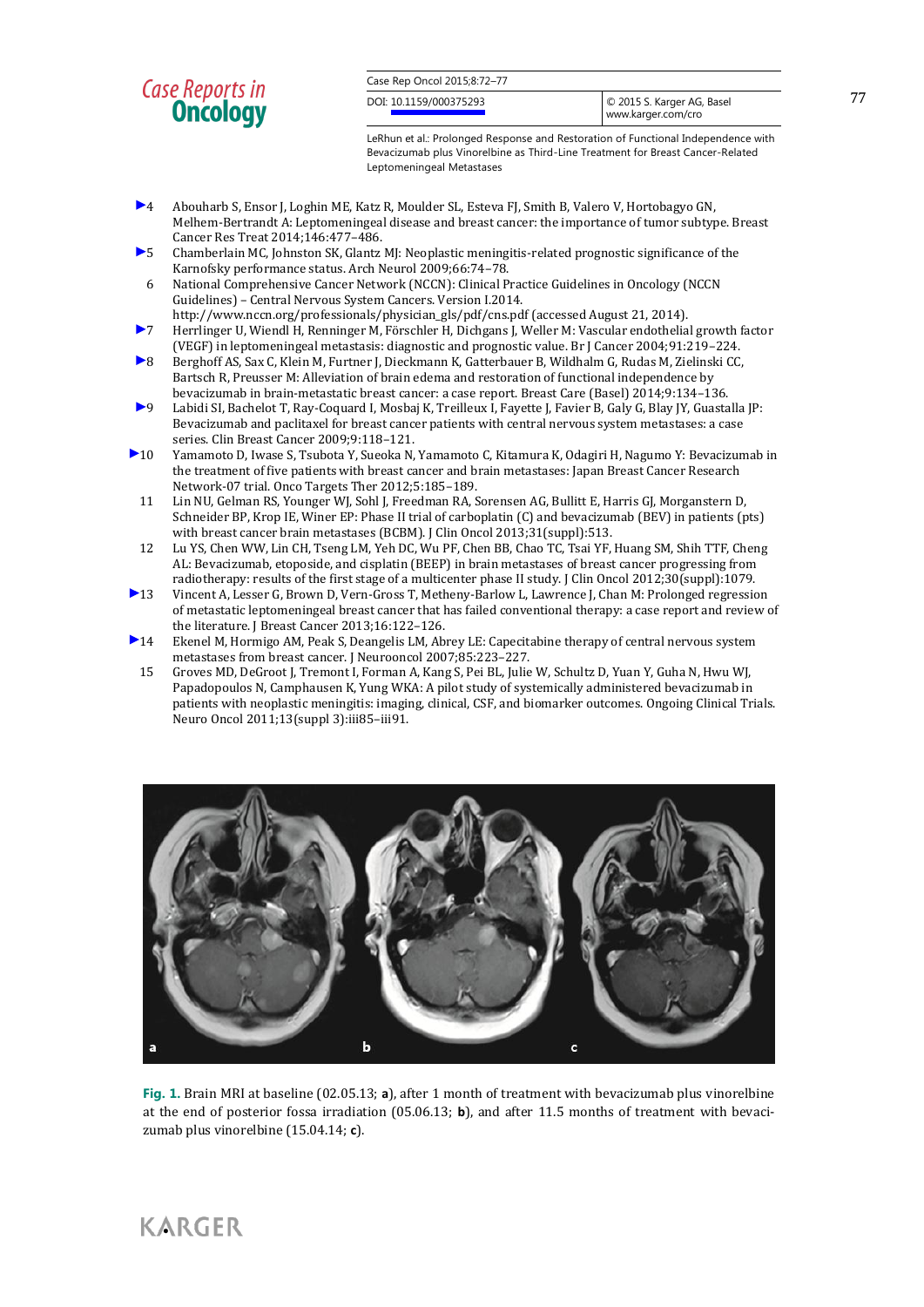4 Abouharb S, Ensor J, Loghin ME, Katz R, Moulder SL, Esteva FJ, Smith B, Valero V, Hortobagyo GN, Melhem-Bertrandt A: Leptomeningeal disease and breast cancer: the importance of tumor subtype. Breast Cancer Res Treat 2014;146:477–486.

5 Chamberlain MC, Johnston SK, Glantz MJ: Neoplastic meningitis-related prognostic significance of the Karnofsky performance status. Arch Neurol 2009;66:74–78.

6 National Comprehensive Cancer Network (NCCN): Clinical Practice Guidelines in Oncology (NCCN Guidelines) – Central Nervous System Cancers. Version I.2014. http://www.nccn.org/professionals/physician_gls/pdf/cns.pdf (accessed August 21, 2014).

7 Herrlinger U, Wiendl H, Renninger M, Förschler H, Dichgans J, Weller M: Vascular endothelial growth factor (VEGF) in leptomeningeal metastasis: diagnostic and prognostic value. Br J Cancer 2004;91:219–224.

8 Berghoff AS, Sax C, Klein M, Furtner J, Dieckmann K, Gatterbauer B, Wildhalm G, Rudas M, Zielinski CC, Bartsch R, Preusser M: Alleviation of brain edema and restoration of functional independence by bevacizumab in brain-metastatic breast cancer: a case report. Breast Care (Basel) 2014;9:134–136.

9 Labidi SI, Bachelot T, Ray-Coquard I, Mosbaj K, Treilleux I, Fayette J, Favier B, Galy G, Blay JY, Guastalla JP: Bevacizumab and paclitaxel for breast cancer patients with central nervous system metastases: a case series. Clin Breast Cancer 2009;9:118–121.

10 Yamamoto D, Iwase S, Tsubota Y, Sueoka N, Yamamoto C, Kitamura K, Odagiri H, Nagumo Y: Bevacizumab in the treatment of five patients with breast cancer and brain metastases: Japan Breast Cancer Research Network-07 trial. Onco Targets Ther 2012;5:185–189.

11 Lin NU, Gelman RS, Younger WJ, Sohl J, Freedman RA, Sorensen AG, Bullitt E, Harris GJ, Morganstern D, Schneider BP, Krop IE, Winer EP: Phase II trial of carboplatin (C) and bevacizumab (BEV) in patients (pts) with breast cancer brain metastases (BCBM). J Clin Oncol 2013;31(suppl):513.

12 Lu YS, Chen WW, Lin CH, Tseng LM, Yeh DC, Wu PF, Chen BB, Chao TC, Tsai YF, Huang SM, Shih TTF, Cheng AL: Bevacizumab, etoposide, and cisplatin (BEEP) in brain metastases of breast cancer progressing from radiotherapy: results of the first stage of a multicenter phase II study. J Clin Oncol 2012;30(suppl):1079.

13 Vincent A, Lesser G, Brown D, Vern-Gross T, Metheny-Barlow L, Lawrence J, Chan M: Prolonged regression of metastatic leptomeningeal breast cancer that has failed conventional therapy: a case report and review of the literature. J Breast Cancer 2013;16:122–126.

14 Ekenel M, Hormigo AM, Peak S, Deangelis LM, Abrey LE: Capecitabine therapy of central nervous system metastases from breast cancer. J Neurooncol 2007;85:223–227.

15 Groves MD, DeGroot J, Tremont I, Forman A, Kang S, Pei BL, Julie W, Schultz D, Yuan Y, Guha N, Hwu WJ, Papadopoulos N, Camphausen K, Yung WKA: A pilot study of systemically administered bevacizumab in patients with neoplastic meningitis: imaging, clinical, CSF, and biomarker outcomes. Ongoing Clinical Trials. Neuro Oncol 2011;13(suppl 3):iii85–iii91.

**Fig. 1.** Brain MRI at baseline (02.05.13; **a**), after 1 month of treatment with bevacizumab plus vinorelbine at the end of posterior fossa irradiation (05.06.13; **b**), and after 11.5 months of treatment with bevacizumab plus vinorelbine (15.04.14; **c**).